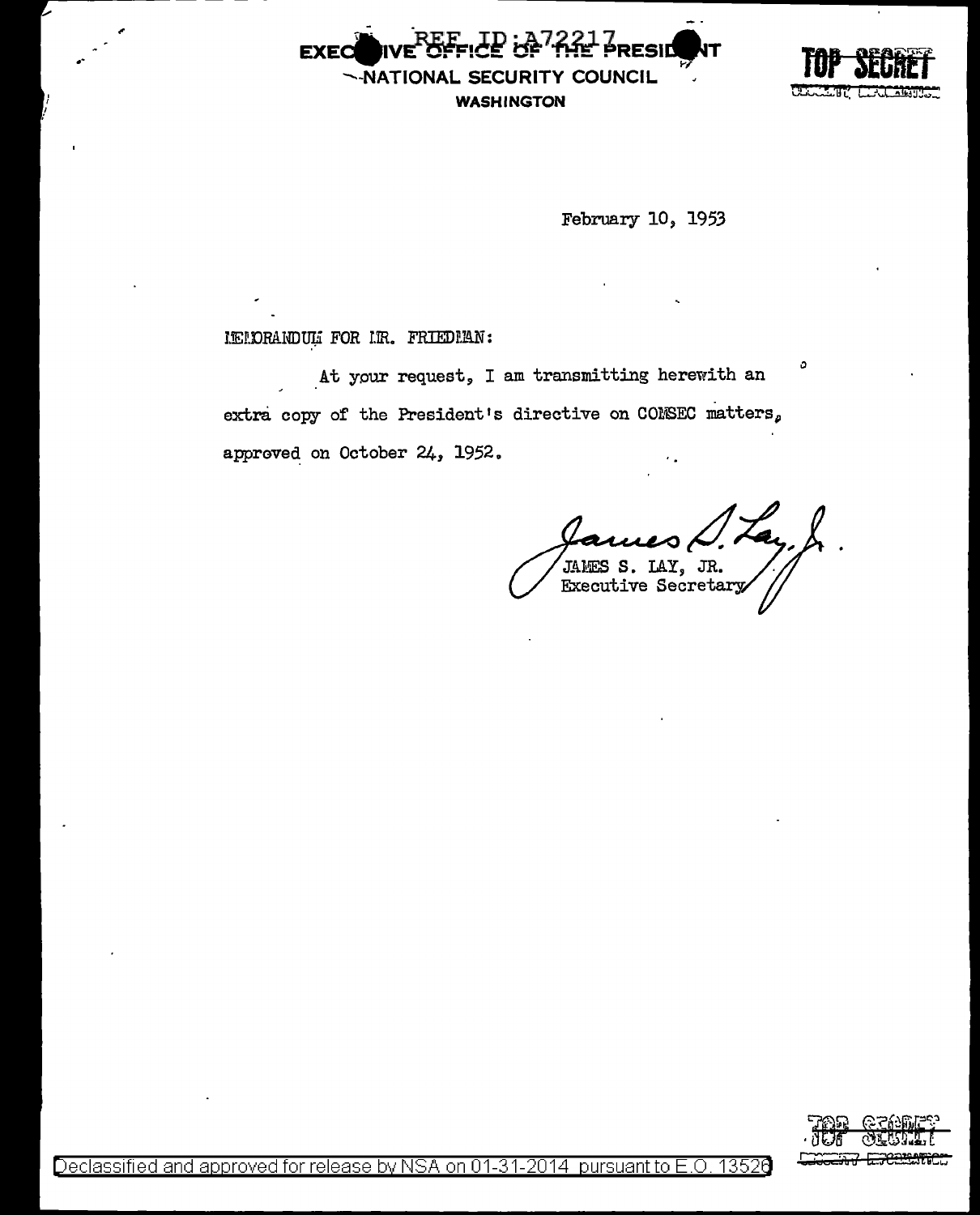EXECUTIVE OFFICE OF THE PRESIDENT
NATIONAL SECURITY COUNCIL
WASHINGTON

TOP SECRET

February 10, 1953

MEMORANDUM FOR MR. FRIEDMAN:

At your request, I am transmitting herewith an extra copy of the President's directive on COMSEC matters, approved on October 24, 1952.

JAMES S. LAY, JR.
Executive Secretary

TOP SECRET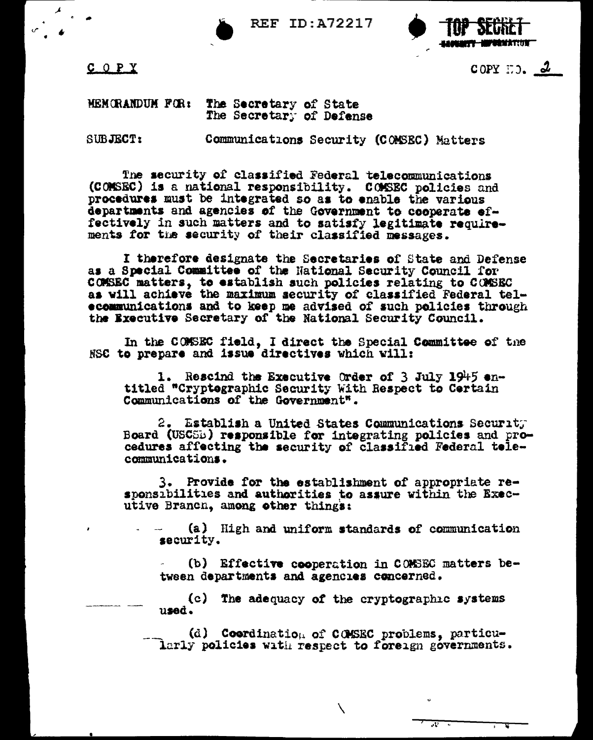REF ID:A72217 TOP SECRET SECURITY INFORMATION

C O P Y

COPY NO. 2

MEMORANDUM FOR: The Secretary of State
The Secretary of Defense

SUBJECT: Communications Security (COMSEC) Matters

The security of classified Federal telecommunications (COMSEC) is a national responsibility. COMSEC policies and procedures must be integrated so as to enable the various departments and agencies of the Government to cooperate effectively in such matters and to satisfy legitimate requirements for the security of their classified messages.

I therefore designate the Secretaries of State and Defense as a Special Committee of the National Security Council for COMSEC matters, to establish such policies relating to COMSEC as will achieve the maximum security of classified Federal telecommunications and to keep me advised of such policies through the Executive Secretary of the National Security Council.

In the COMSEC field, I direct the Special Committee of the NSC to prepare and issue directives which will:

1. Rescind the Executive Order of 3 July 1945 entitled "Cryptographic Security With Respect to Certain Communications of the Government".

2. Establish a United States Communications Security Board (USCSB) responsible for integrating policies and procedures affecting the security of classified Federal telecommunications.

3. Provide for the establishment of appropriate responsibilities and authorities to assure within the Executive Branch, among other things:

(a) High and uniform standards of communication security.

(b) Effective cooperation in COMSEC matters between departments and agencies concerned.

(c) The adequacy of the cryptographic systems used.

(d) Coordination of COMSEC problems, particularly policies with respect to foreign governments.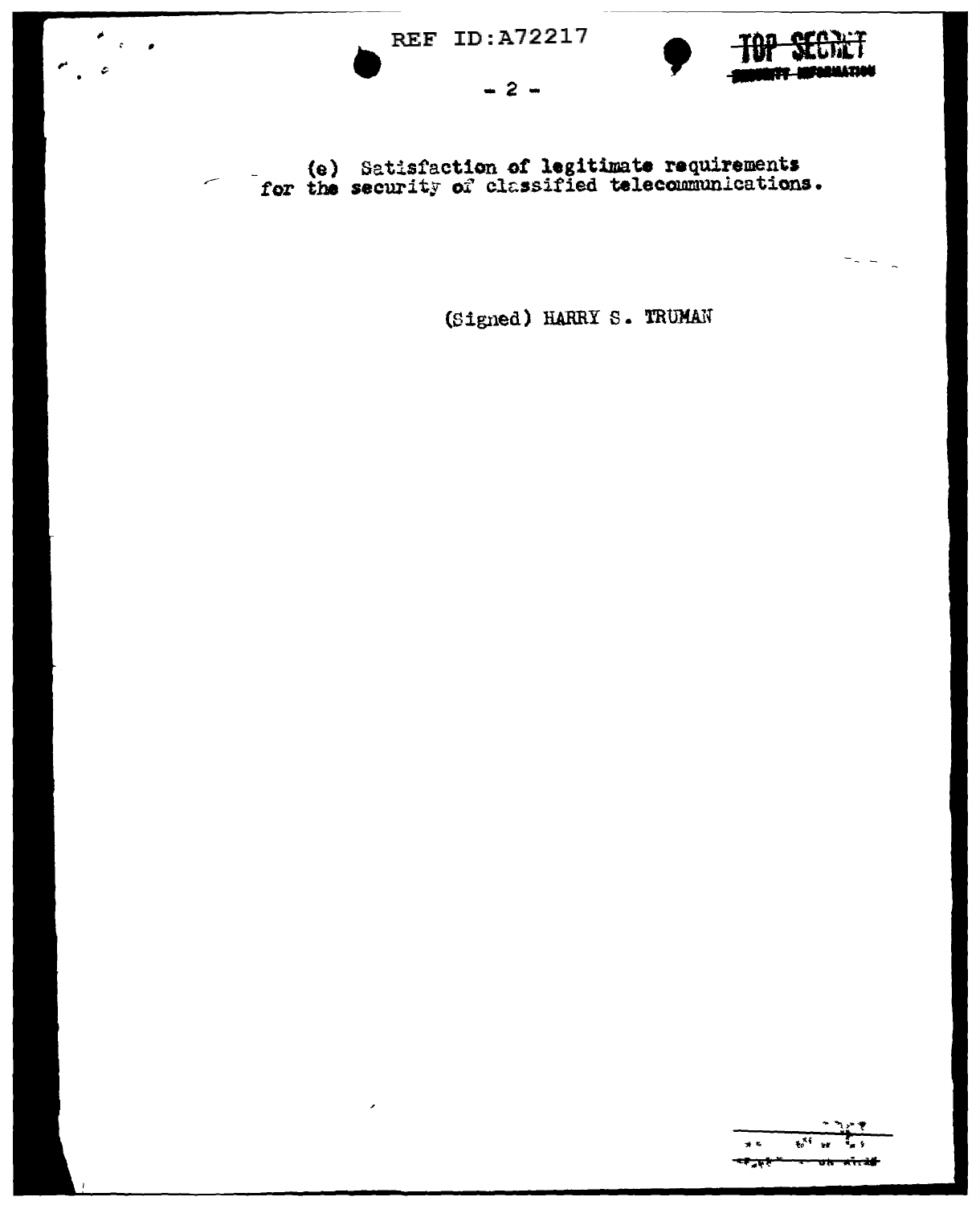(e) Satisfaction of legitimate requirements for the security of classified telecommunications.

(Signed) HARRY S. TRUMAN